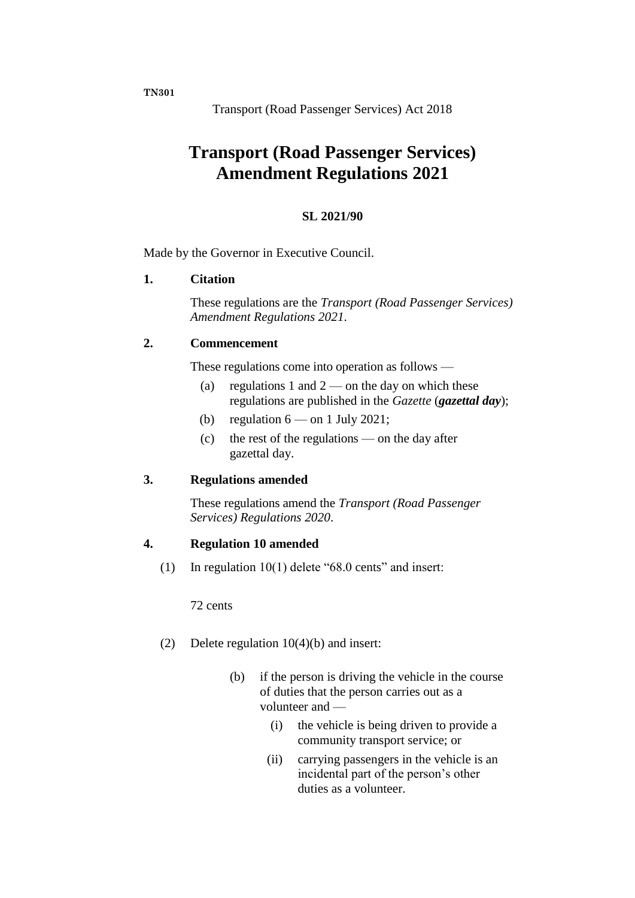**TN301**

Transport (Road Passenger Services) Act 2018

# Transport (Road Passenger Services) Amendment Regulations 2021

**SL 2021/90**

Made by the Governor in Executive Council.

**1. Citation**

These regulations are the *Transport (Road Passenger Services) Amendment Regulations 2021*.

**2. Commencement**

These regulations come into operation as follows —

(a) regulations 1 and 2 — on the day on which these regulations are published in the *Gazette* (***gazettal day***);

(b) regulation 6 — on 1 July 2021;

(c) the rest of the regulations — on the day after gazettal day.

**3. Regulations amended**

These regulations amend the *Transport (Road Passenger Services) Regulations 2020*.

**4. Regulation 10 amended**

(1) In regulation 10(1) delete "68.0 cents" and insert:

72 cents

(2) Delete regulation 10(4)(b) and insert:

(b) if the person is driving the vehicle in the course of duties that the person carries out as a volunteer and —

(i) the vehicle is being driven to provide a community transport service; or

(ii) carrying passengers in the vehicle is an incidental part of the person's other duties as a volunteer.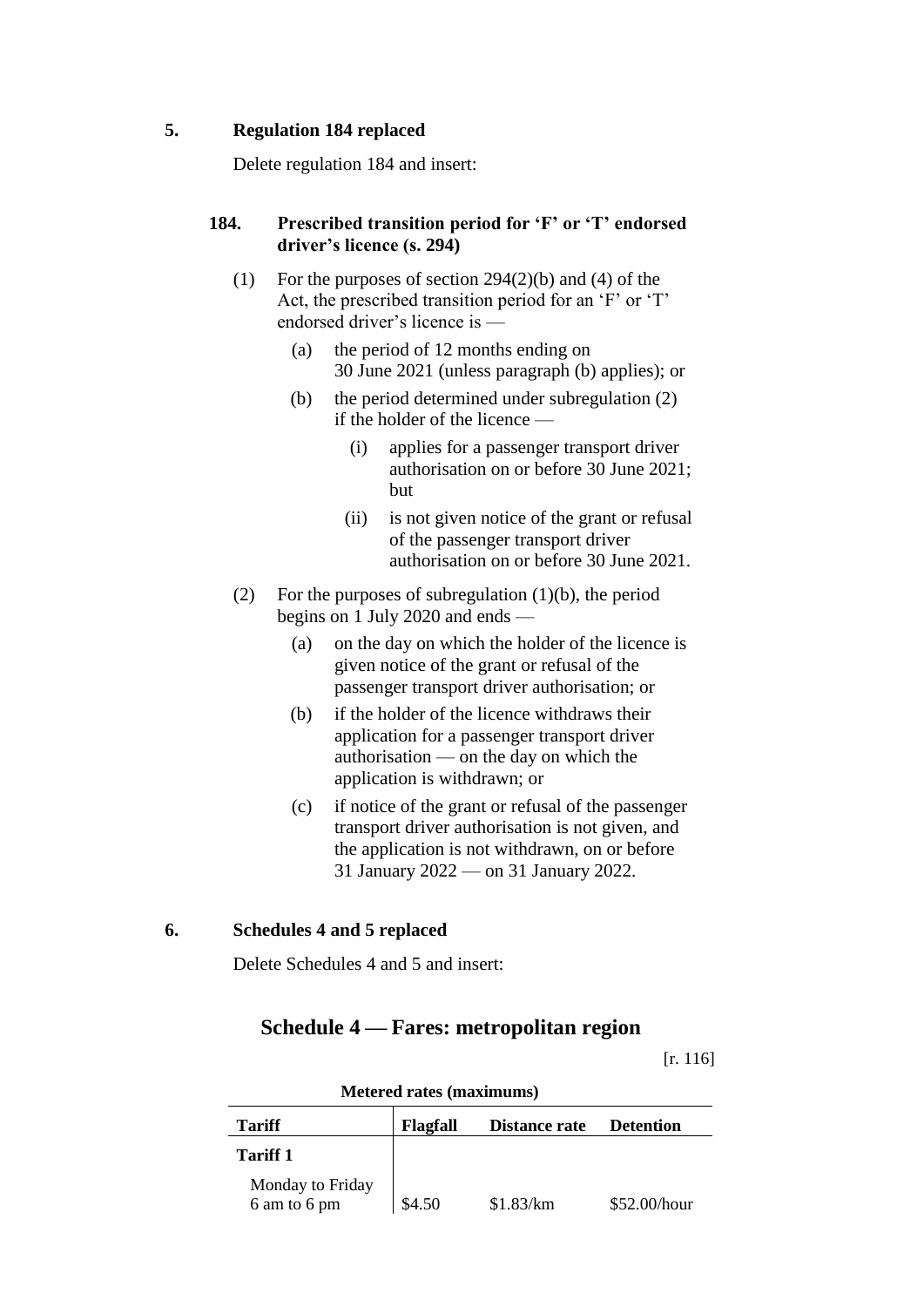### 5. Regulation 184 replaced

Delete regulation 184 and insert:

#### 184. Prescribed transition period for 'F' or 'T' endorsed driver's licence (s. 294)

(1) For the purposes of section 294(2)(b) and (4) of the Act, the prescribed transition period for an 'F' or 'T' endorsed driver's licence is —

  (a) the period of 12 months ending on 30 June 2021 (unless paragraph (b) applies); or

  (b) the period determined under subregulation (2) if the holder of the licence —

    (i) applies for a passenger transport driver authorisation on or before 30 June 2021; but

    (ii) is not given notice of the grant or refusal of the passenger transport driver authorisation on or before 30 June 2021.

(2) For the purposes of subregulation (1)(b), the period begins on 1 July 2020 and ends —

  (a) on the day on which the holder of the licence is given notice of the grant or refusal of the passenger transport driver authorisation; or

  (b) if the holder of the licence withdraws their application for a passenger transport driver authorisation — on the day on which the application is withdrawn; or

  (c) if notice of the grant or refusal of the passenger transport driver authorisation is not given, and the application is not withdrawn, on or before 31 January 2022 — on 31 January 2022.

### 6. Schedules 4 and 5 replaced

Delete Schedules 4 and 5 and insert:

## Schedule 4 — Fares: metropolitan region

[r. 116]

**Metered rates (maximums)**

| Tariff | Flagfall | Distance rate | Detention |
|---|---|---|---|
| **Tariff 1** | | | |
| Monday to Friday 6 am to 6 pm | $4.50 | $1.83/km | $52.00/hour |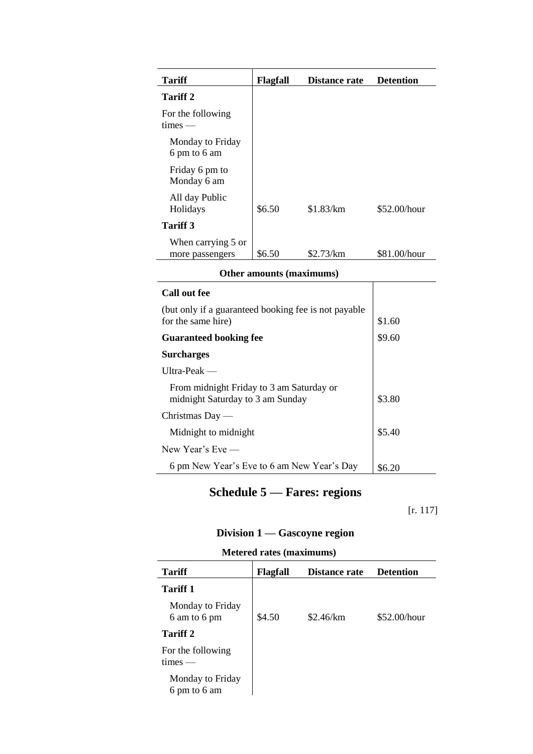| Tariff | Flagfall | Distance rate | Detention |
|---|---|---|---|
| **Tariff 2** | | | |
| For the following times — | | | |
| Monday to Friday 6 pm to 6 am | | | |
| Friday 6 pm to Monday 6 am | | | |
| All day Public Holidays | $6.50 | $1.83/km | $52.00/hour |
| **Tariff 3** | | | |
| When carrying 5 or more passengers | $6.50 | $2.73/km | $81.00/hour |

**Other amounts (maximums)**

| | |
|---|---|
| **Call out fee** | |
| (but only if a guaranteed booking fee is not payable for the same hire) | $1.60 |
| **Guaranteed booking fee** | $9.60 |
| **Surcharges** | |
| Ultra-Peak — | |
| From midnight Friday to 3 am Saturday or midnight Saturday to 3 am Sunday | $3.80 |
| Christmas Day — | |
| Midnight to midnight | $5.40 |
| New Year's Eve — | |
| 6 pm New Year's Eve to 6 am New Year's Day | $6.20 |

# Schedule 5 — Fares: regions

[r. 117]

## Division 1 — Gascoyne region

**Metered rates (maximums)**

| Tariff | Flagfall | Distance rate | Detention |
|---|---|---|---|
| **Tariff 1** | | | |
| Monday to Friday 6 am to 6 pm | $4.50 | $2.46/km | $52.00/hour |
| **Tariff 2** | | | |
| For the following times — | | | |
| Monday to Friday 6 pm to 6 am | | | |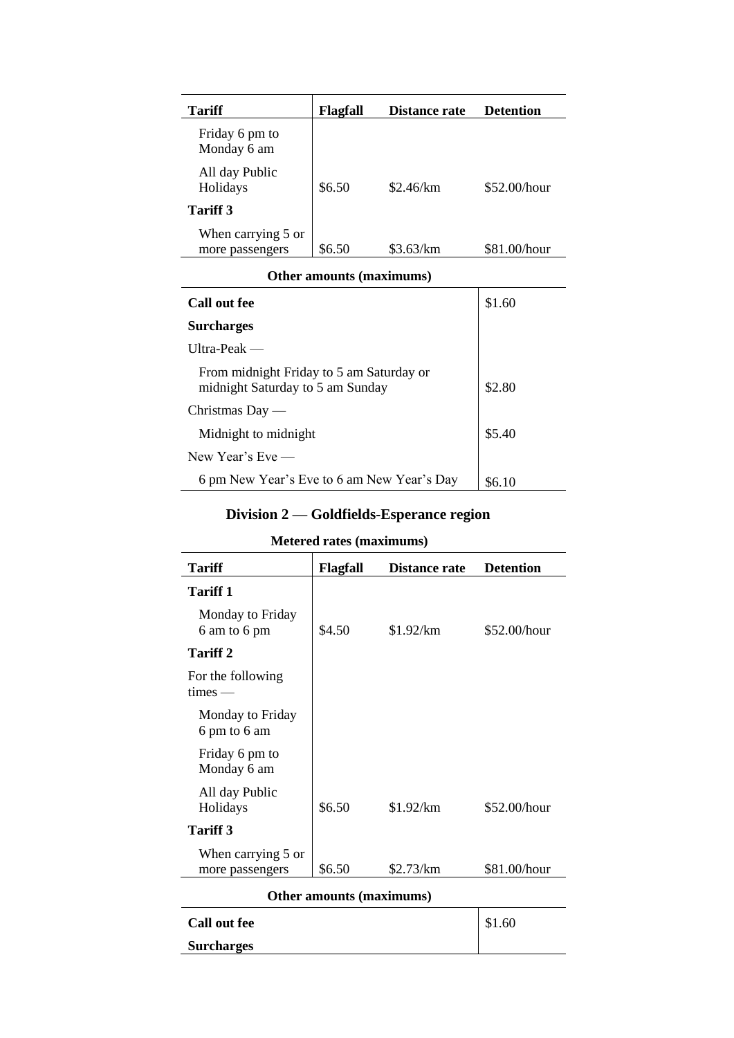| Tariff | Flagfall | Distance rate | Detention |
|---|---|---|---|
| Friday 6 pm to Monday 6 am | | | |
| All day Public Holidays | $6.50 | $2.46/km | $52.00/hour |
| **Tariff 3** | | | |
| When carrying 5 or more passengers | $6.50 | $3.63/km | $81.00/hour |

**Other amounts (maximums)**

| | |
|---|---|
| **Call out fee** | $1.60 |
| **Surcharges** | |
| Ultra-Peak — | |
| From midnight Friday to 5 am Saturday or midnight Saturday to 5 am Sunday | $2.80 |
| Christmas Day — | |
| Midnight to midnight | $5.40 |
| New Year's Eve — | |
| 6 pm New Year's Eve to 6 am New Year's Day | $6.10 |

## Division 2 — Goldfields-Esperance region

**Metered rates (maximums)**

| Tariff | Flagfall | Distance rate | Detention |
|---|---|---|---|
| **Tariff 1** | | | |
| Monday to Friday 6 am to 6 pm | $4.50 | $1.92/km | $52.00/hour |
| **Tariff 2** | | | |
| For the following times — | | | |
| Monday to Friday 6 pm to 6 am | | | |
| Friday 6 pm to Monday 6 am | | | |
| All day Public Holidays | $6.50 | $1.92/km | $52.00/hour |
| **Tariff 3** | | | |
| When carrying 5 or more passengers | $6.50 | $2.73/km | $81.00/hour |

**Other amounts (maximums)**

| | |
|---|---|
| **Call out fee** | $1.60 |
| **Surcharges** | |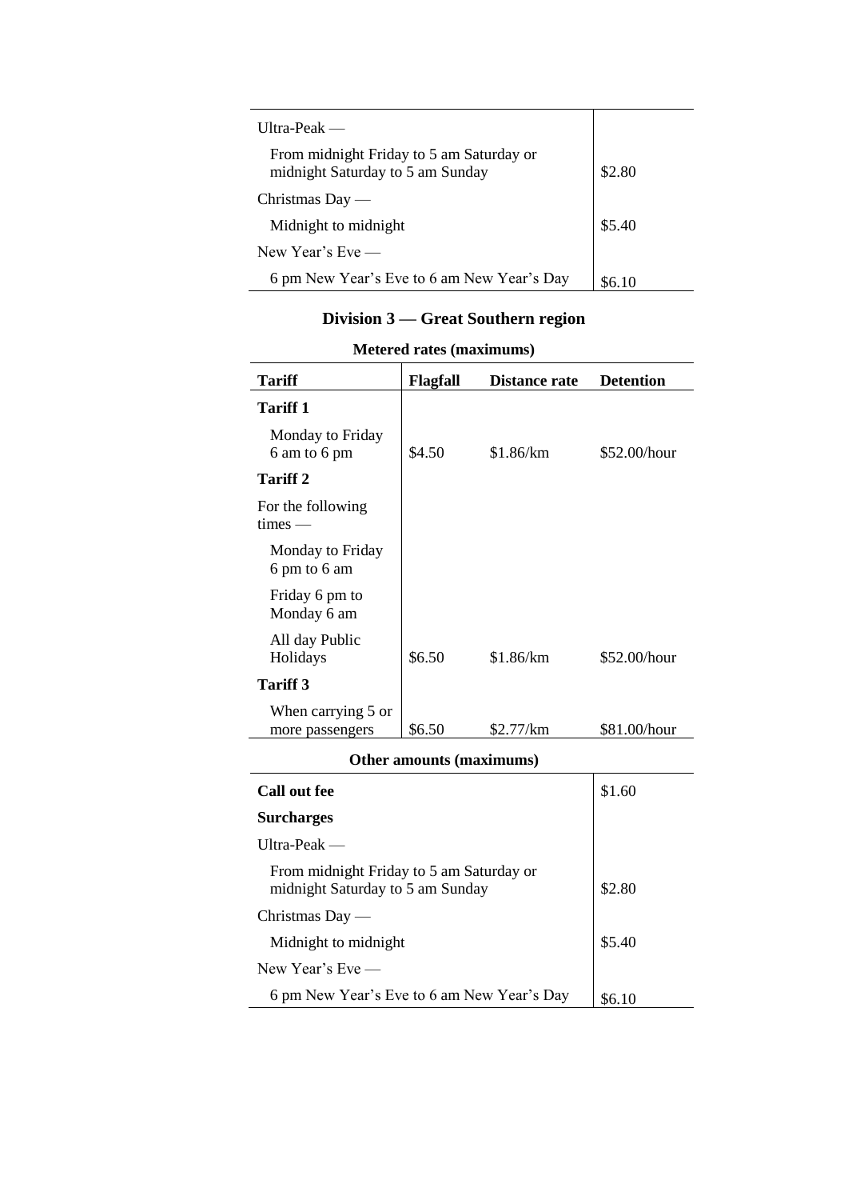| | |
|---|---|
| Ultra-Peak — | |
| From midnight Friday to 5 am Saturday or midnight Saturday to 5 am Sunday | $2.80 |
| Christmas Day — | |
| Midnight to midnight | $5.40 |
| New Year's Eve — | |
| 6 pm New Year's Eve to 6 am New Year's Day | $6.10 |

## Division 3 — Great Southern region

**Metered rates (maximums)**

| Tariff | Flagfall | Distance rate | Detention |
|---|---|---|---|
| **Tariff 1** | | | |
| Monday to Friday 6 am to 6 pm | $4.50 | $1.86/km | $52.00/hour |
| **Tariff 2** | | | |
| For the following times — | | | |
| Monday to Friday 6 pm to 6 am | | | |
| Friday 6 pm to Monday 6 am | | | |
| All day Public Holidays | $6.50 | $1.86/km | $52.00/hour |
| **Tariff 3** | | | |
| When carrying 5 or more passengers | $6.50 | $2.77/km | $81.00/hour |

**Other amounts (maximums)**

| | |
|---|---|
| **Call out fee** | $1.60 |
| **Surcharges** | |
| Ultra-Peak — | |
| From midnight Friday to 5 am Saturday or midnight Saturday to 5 am Sunday | $2.80 |
| Christmas Day — | |
| Midnight to midnight | $5.40 |
| New Year's Eve — | |
| 6 pm New Year's Eve to 6 am New Year's Day | $6.10 |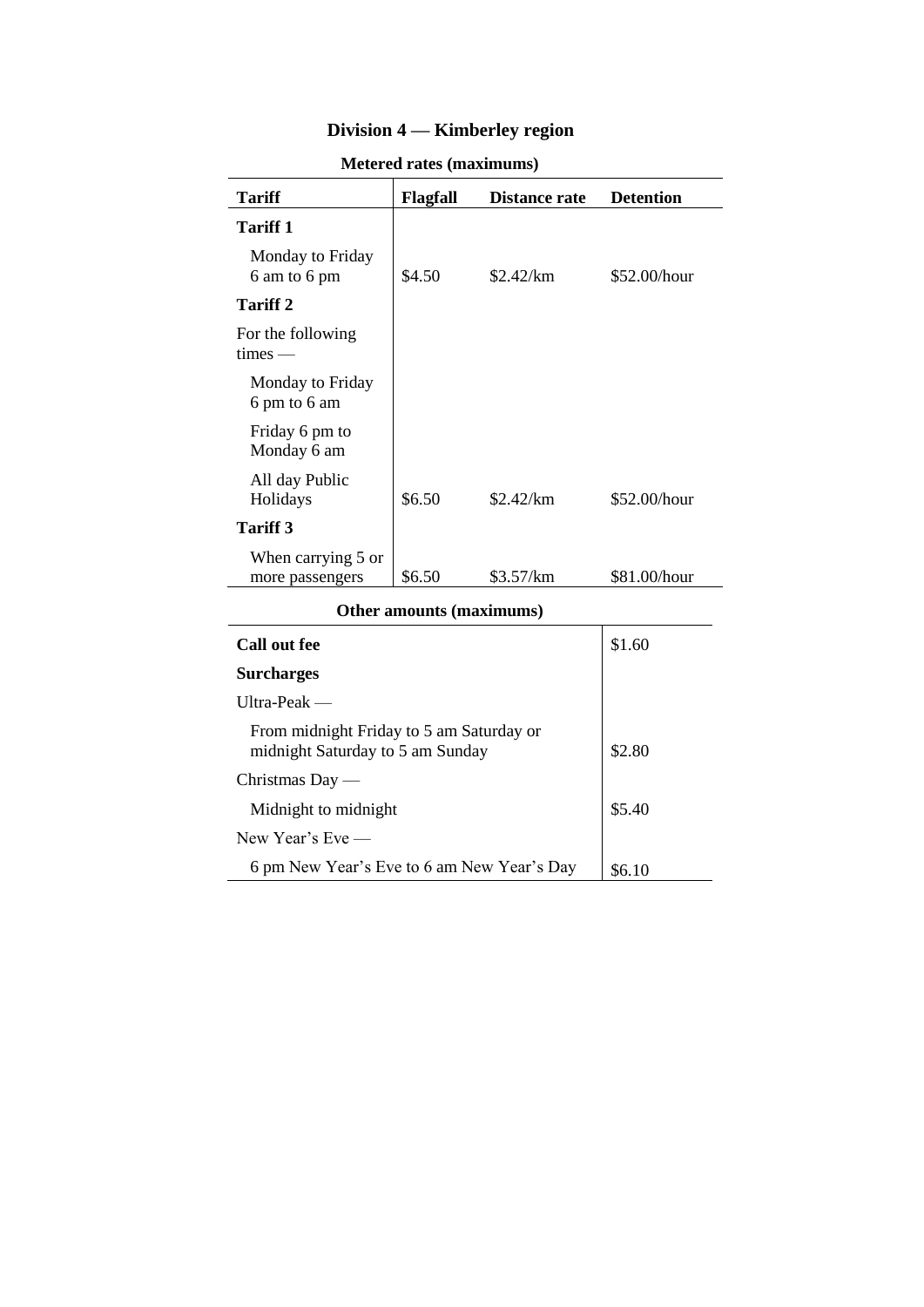## Division 4 — Kimberley region

**Metered rates (maximums)**

| Tariff | Flagfall | Distance rate | Detention |
|---|---|---|---|
| **Tariff 1** | | | |
| Monday to Friday 6 am to 6 pm | $4.50 | $2.42/km | $52.00/hour |
| **Tariff 2** | | | |
| For the following times — | | | |
| Monday to Friday 6 pm to 6 am | | | |
| Friday 6 pm to Monday 6 am | | | |
| All day Public Holidays | $6.50 | $2.42/km | $52.00/hour |
| **Tariff 3** | | | |
| When carrying 5 or more passengers | $6.50 | $3.57/km | $81.00/hour |

**Other amounts (maximums)**

| | |
|---|---|
| **Call out fee** | $1.60 |
| **Surcharges** | |
| Ultra-Peak — | |
| From midnight Friday to 5 am Saturday or midnight Saturday to 5 am Sunday | $2.80 |
| Christmas Day — | |
| Midnight to midnight | $5.40 |
| New Year's Eve — | |
| 6 pm New Year's Eve to 6 am New Year's Day | $6.10 |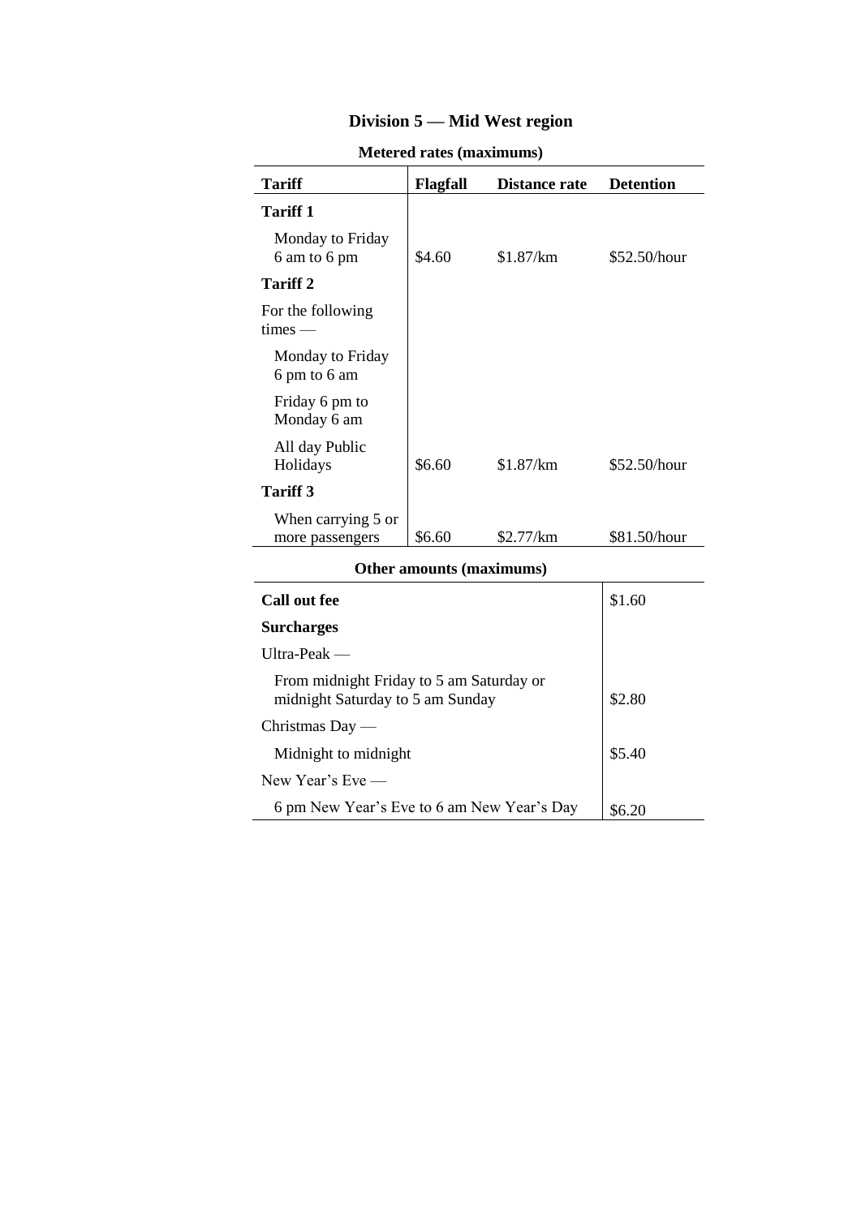## Division 5 — Mid West region

**Metered rates (maximums)**

| Tariff | Flagfall | Distance rate | Detention |
|---|---|---|---|
| **Tariff 1** | | | |
| Monday to Friday 6 am to 6 pm | $4.60 | $1.87/km | $52.50/hour |
| **Tariff 2** | | | |
| For the following times — | | | |
| Monday to Friday 6 pm to 6 am | | | |
| Friday 6 pm to Monday 6 am | | | |
| All day Public Holidays | $6.60 | $1.87/km | $52.50/hour |
| **Tariff 3** | | | |
| When carrying 5 or more passengers | $6.60 | $2.77/km | $81.50/hour |

**Other amounts (maximums)**

| | |
|---|---|
| **Call out fee** | $1.60 |
| **Surcharges** | |
| Ultra-Peak — | |
| From midnight Friday to 5 am Saturday or midnight Saturday to 5 am Sunday | $2.80 |
| Christmas Day — | |
| Midnight to midnight | $5.40 |
| New Year's Eve — | |
| 6 pm New Year's Eve to 6 am New Year's Day | $6.20 |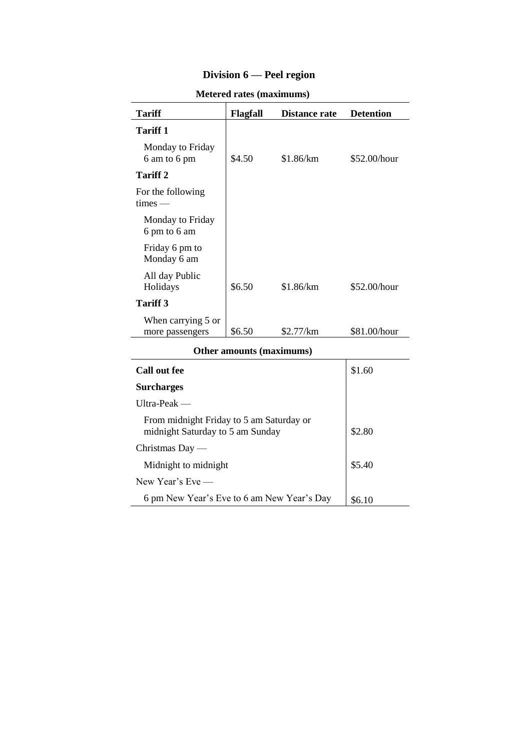## Division 6 — Peel region

**Metered rates (maximums)**

| Tariff | Flagfall | Distance rate | Detention |
|---|---|---|---|
| **Tariff 1** | | | |
| Monday to Friday 6 am to 6 pm | $4.50 | $1.86/km | $52.00/hour |
| **Tariff 2** | | | |
| For the following times — | | | |
| Monday to Friday 6 pm to 6 am | | | |
| Friday 6 pm to Monday 6 am | | | |
| All day Public Holidays | $6.50 | $1.86/km | $52.00/hour |
| **Tariff 3** | | | |
| When carrying 5 or more passengers | $6.50 | $2.77/km | $81.00/hour |

**Other amounts (maximums)**

| | |
|---|---|
| **Call out fee** | $1.60 |
| **Surcharges** | |
| Ultra-Peak — | |
| From midnight Friday to 5 am Saturday or midnight Saturday to 5 am Sunday | $2.80 |
| Christmas Day — | |
| Midnight to midnight | $5.40 |
| New Year's Eve — | |
| 6 pm New Year's Eve to 6 am New Year's Day | $6.10 |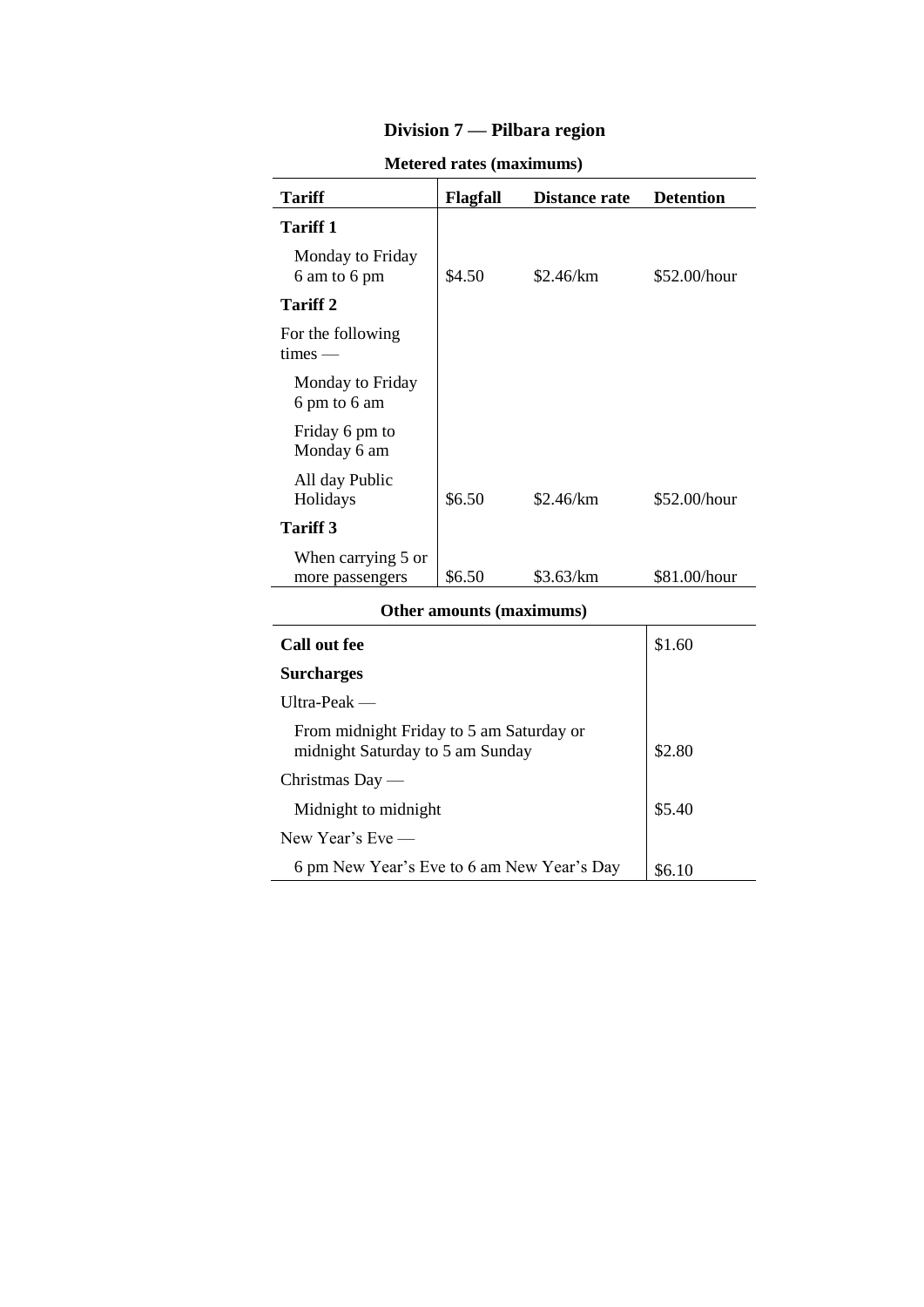## Division 7 — Pilbara region

**Metered rates (maximums)**

| Tariff | Flagfall | Distance rate | Detention |
|---|---|---|---|
| **Tariff 1** | | | |
| Monday to Friday 6 am to 6 pm | $4.50 | $2.46/km | $52.00/hour |
| **Tariff 2** | | | |
| For the following times — | | | |
| Monday to Friday 6 pm to 6 am | | | |
| Friday 6 pm to Monday 6 am | | | |
| All day Public Holidays | $6.50 | $2.46/km | $52.00/hour |
| **Tariff 3** | | | |
| When carrying 5 or more passengers | $6.50 | $3.63/km | $81.00/hour |

**Other amounts (maximums)**

| | |
|---|---|
| **Call out fee** | $1.60 |
| **Surcharges** | |
| Ultra-Peak — | |
| From midnight Friday to 5 am Saturday or midnight Saturday to 5 am Sunday | $2.80 |
| Christmas Day — | |
| Midnight to midnight | $5.40 |
| New Year's Eve — | |
| 6 pm New Year's Eve to 6 am New Year's Day | $6.10 |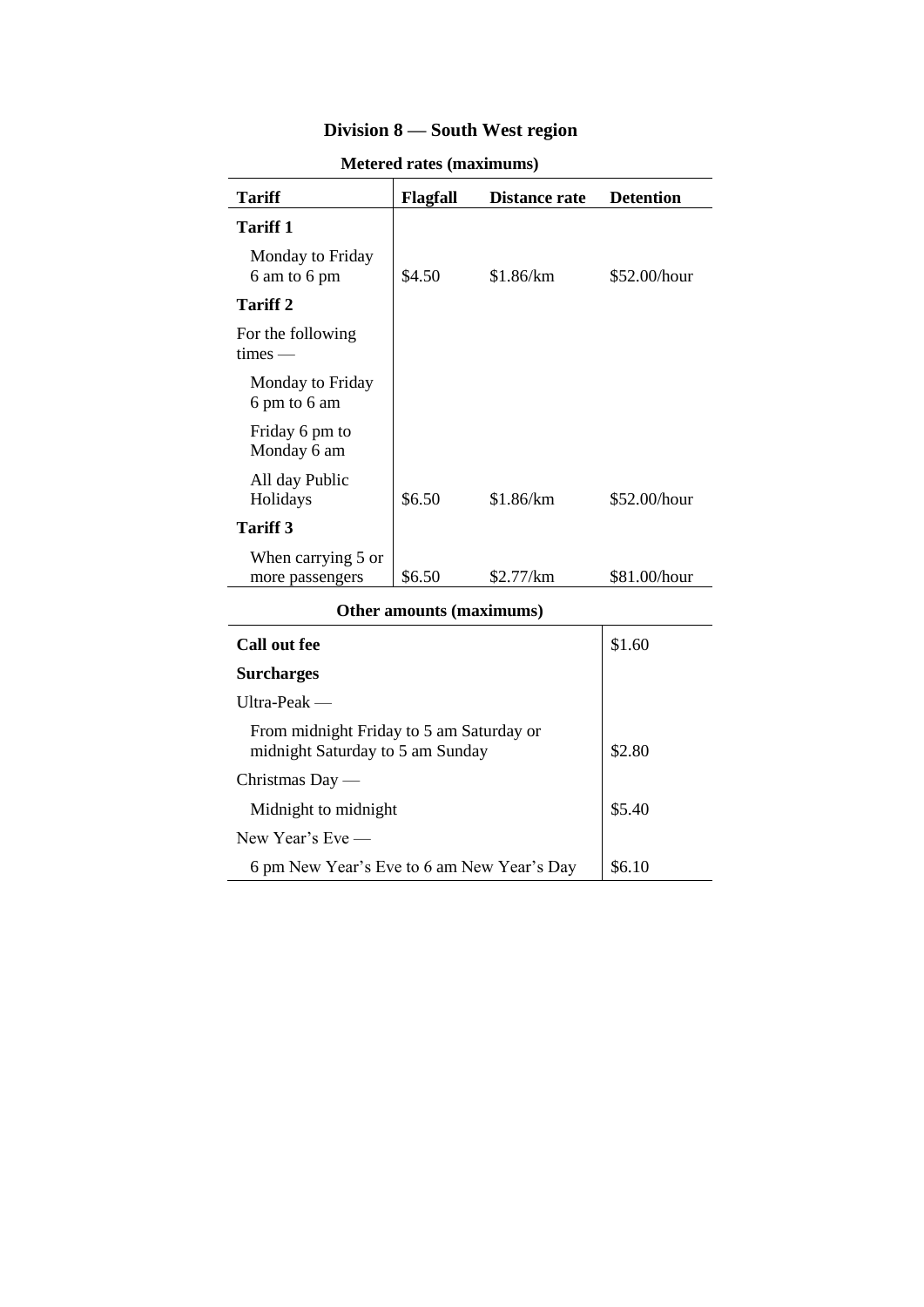## Division 8 — South West region

**Metered rates (maximums)**

| Tariff | Flagfall | Distance rate | Detention |
|---|---|---|---|
| **Tariff 1** | | | |
| Monday to Friday 6 am to 6 pm | $4.50 | $1.86/km | $52.00/hour |
| **Tariff 2** | | | |
| For the following times — | | | |
| Monday to Friday 6 pm to 6 am | | | |
| Friday 6 pm to Monday 6 am | | | |
| All day Public Holidays | $6.50 | $1.86/km | $52.00/hour |
| **Tariff 3** | | | |
| When carrying 5 or more passengers | $6.50 | $2.77/km | $81.00/hour |

**Other amounts (maximums)**

| | |
|---|---|
| **Call out fee** | $1.60 |
| **Surcharges** | |
| Ultra-Peak — | |
| From midnight Friday to 5 am Saturday or midnight Saturday to 5 am Sunday | $2.80 |
| Christmas Day — | |
| Midnight to midnight | $5.40 |
| New Year's Eve — | |
| 6 pm New Year's Eve to 6 am New Year's Day | $6.10 |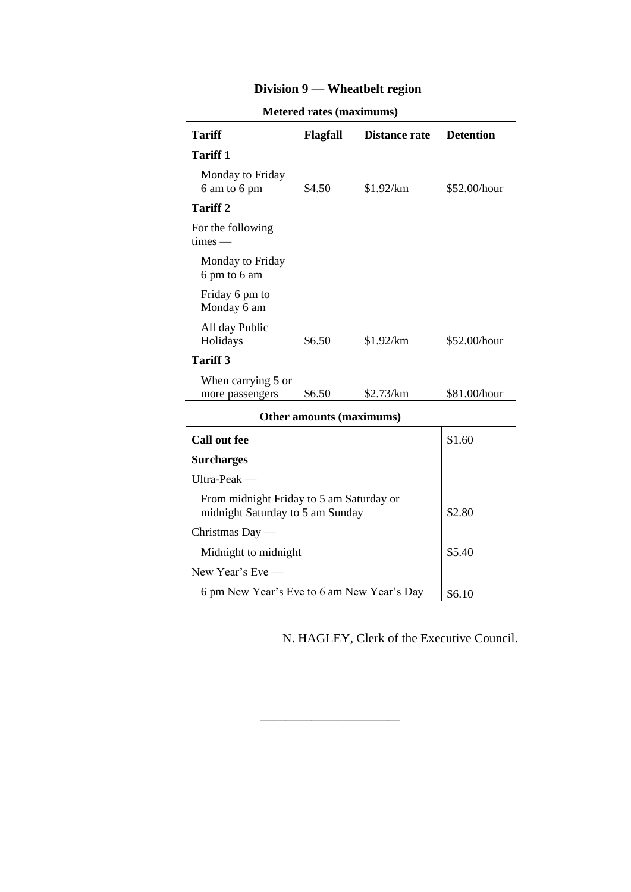## Division 9 — Wheatbelt region

**Metered rates (maximums)**

| Tariff | Flagfall | Distance rate | Detention |
|---|---|---|---|
| **Tariff 1** | | | |
| Monday to Friday 6 am to 6 pm | $4.50 | $1.92/km | $52.00/hour |
| **Tariff 2** | | | |
| For the following times — | | | |
| Monday to Friday 6 pm to 6 am | | | |
| Friday 6 pm to Monday 6 am | | | |
| All day Public Holidays | $6.50 | $1.92/km | $52.00/hour |
| **Tariff 3** | | | |
| When carrying 5 or more passengers | $6.50 | $2.73/km | $81.00/hour |

**Other amounts (maximums)**

| | |
|---|---|
| **Call out fee** | $1.60 |
| **Surcharges** | |
| Ultra-Peak — | |
| From midnight Friday to 5 am Saturday or midnight Saturday to 5 am Sunday | $2.80 |
| Christmas Day — | |
| Midnight to midnight | $5.40 |
| New Year's Eve — | |
| 6 pm New Year's Eve to 6 am New Year's Day | $6.10 |

N. HAGLEY, Clerk of the Executive Council.

———————————